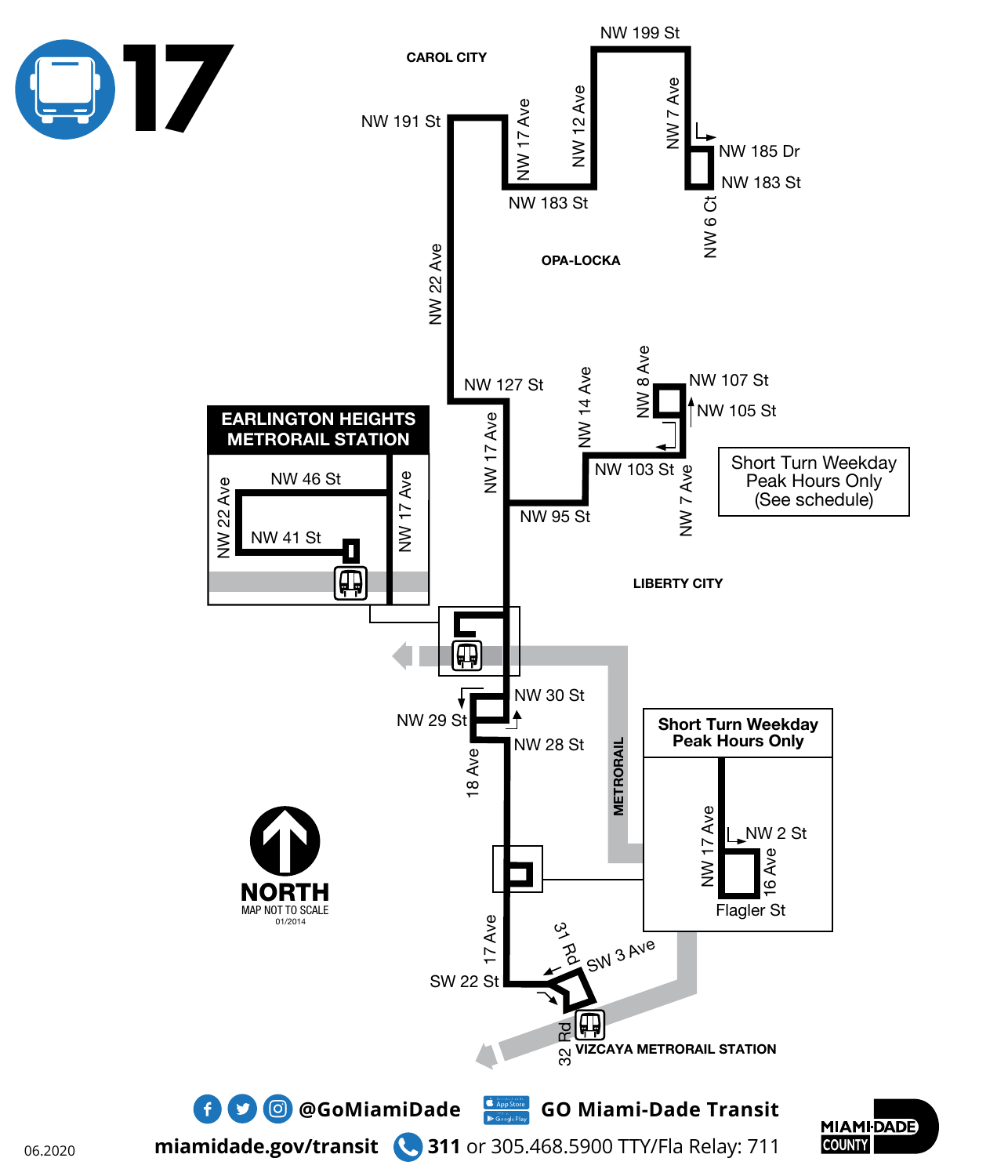# 17

CAROL CITY

NW 199 St

NW 191 St

NW 17 Ave

NW 12 Ave

NW 7 Ave

NW 185 Dr

NW 183 St

NW 183 St

NW 6 Ct

NW 22 Ave

OPA-LOCKA

NW 127 St

NW 14 Ave

NW 8 Ave

NW 107 St

NW 105 St

NW 103 St

NW 7 Ave

NW 95 St

NW 17 Ave

Short Turn Weekday Peak Hours Only (See schedule)

## EARLINGTON HEIGHTS METRORAIL STATION

NW 46 St

NW 22 Ave

NW 17 Ave

NW 41 St

LIBERTY CITY

NW 30 St

NW 29 St

NW 28 St

18 Ave

METRORAIL

**Short Turn Weekday Peak Hours Only**

NW 17 Ave

NW 2 St

16 Ave

Flagler St

**NORTH**

MAP NOT TO SCALE

01/2014

17 Ave

SW 22 St

31 Rd

SW 3 Ave

32 Rd

VIZCAYA METRORAIL STATION

@GoMiamiDade

GO Miami-Dade Transit

miamidade.gov/transit

311 or 305.468.5900 TTY/Fla Relay: 711

MIAMI-DADE COUNTY

06.2020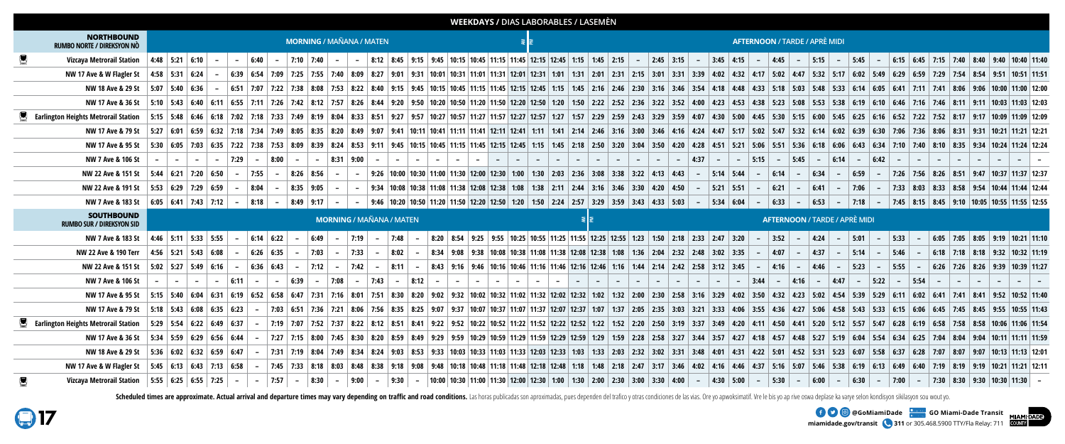## WEEKDAYS / DIAS LABORABLES / LASEMÈN

| NORTHBOUND / RUMBO NORTE / DIREKSYON NÒ | MORNING / MAÑANA / MATEN | | | | | | | | | | | | | | | | | | | | AFTERNOON / TARDE / APRÈ MIDI | | | | | | | | | | | | | | | | | | | | | | | |
|---|---|---|---|---|---|---|---|---|---|---|---|---|---|---|---|---|---|---|---|---|---|---|---|---|---|---|---|---|---|---|---|---|---|---|---|---|---|---|---|---|---|---|---|---|
| Vizcaya Metrorail Station | 4:48 | 5:21 | 6:10 | – | – | 6:40 | – | 7:10 | 7:40 | – | – | 8:12 | 8:45 | 9:15 | 9:45 | 10:15 | 10:45 | 11:15 | 11:45 | 12:15 | 12:45 | 1:15 | 1:45 | 2:15 | – | 2:45 | 3:15 | – | 3:45 | 4:15 | – | 4:45 | – | 5:15 | – | 5:45 | – | 6:15 | 6:45 | 7:15 | 7:40 | 8:40 | 9:40 | 10:40 | 11:40 |
| NW 17 Ave & W Flagler St | 4:58 | 5:31 | 6:24 | – | 6:39 | 6:54 | 7:09 | 7:25 | 7:55 | 7:40 | 8:09 | 8:27 | 9:01 | 9:31 | 10:01 | 10:31 | 11:01 | 11:31 | 12:01 | 12:31 | 1:01 | 1:31 | 2:01 | 2:31 | 2:15 | 3:01 | 3:31 | 3:39 | 4:02 | 4:32 | 4:17 | 5:02 | 4:47 | 5:32 | 5:17 | 6:02 | 5:49 | 6:29 | 6:59 | 7:29 | 7:54 | 8:54 | 9:51 | 10:51 | 11:51 |
| NW 18 Ave & 29 St | 5:07 | 5:40 | 6:36 | – | 6:51 | 7:07 | 7:22 | 7:38 | 8:08 | 7:53 | 8:22 | 8:40 | 9:15 | 9:45 | 10:15 | 10:45 | 11:15 | 11:45 | 12:15 | 12:45 | 1:15 | 1:45 | 2:16 | 2:46 | 2:30 | 3:16 | 3:46 | 3:54 | 4:18 | 4:48 | 4:33 | 5:18 | 5:03 | 5:48 | 5:33 | 6:14 | 6:05 | 6:41 | 7:11 | 7:41 | 8:06 | 9:06 | 10:00 | 11:00 | 12:00 |
| NW 17 Ave & 36 St | 5:10 | 5:43 | 6:40 | 6:11 | 6:55 | 7:11 | 7:26 | 7:42 | 8:12 | 7:57 | 8:26 | 8:44 | 9:20 | 9:50 | 10:20 | 10:50 | 11:20 | 11:50 | 12:20 | 12:50 | 1:20 | 1:50 | 2:22 | 2:52 | 2:36 | 3:22 | 3:52 | 4:00 | 4:23 | 4:53 | 4:38 | 5:23 | 5:08 | 5:53 | 5:38 | 6:19 | 6:10 | 6:46 | 7:16 | 7:46 | 8:11 | 9:11 | 10:03 | 11:03 | 12:03 |
| Earlington Heights Metrorail Station | 5:15 | 5:48 | 6:46 | 6:18 | 7:02 | 7:18 | 7:33 | 7:49 | 8:19 | 8:04 | 8:33 | 8:51 | 9:27 | 9:57 | 10:27 | 10:57 | 11:27 | 11:57 | 12:27 | 12:57 | 1:27 | 1:57 | 2:29 | 2:59 | 2:43 | 3:29 | 3:59 | 4:07 | 4:30 | 5:00 | 4:45 | 5:30 | 5:15 | 6:00 | 5:45 | 6:25 | 6:16 | 6:52 | 7:22 | 7:52 | 8:17 | 9:17 | 10:09 | 11:09 | 12:09 |
| NW 17 Ave & 79 St | 5:27 | 6:01 | 6:59 | 6:32 | 7:18 | 7:34 | 7:49 | 8:05 | 8:35 | 8:20 | 8:49 | 9:07 | 9:41 | 10:11 | 10:41 | 11:11 | 11:41 | 12:11 | 12:41 | 1:11 | 1:41 | 2:14 | 2:46 | 3:16 | 3:00 | 3:46 | 4:16 | 4:24 | 4:47 | 5:17 | 5:02 | 5:47 | 5:32 | 6:14 | 6:02 | 6:39 | 6:30 | 7:06 | 7:36 | 8:06 | 8:31 | 9:31 | 10:21 | 11:21 | 12:21 |
| NW 17 Ave & 95 St | 5:30 | 6:05 | 7:03 | 6:35 | 7:22 | 7:38 | 7:53 | 8:09 | 8:39 | 8:24 | 8:53 | 9:11 | 9:45 | 10:15 | 10:45 | 11:15 | 11:45 | 12:15 | 12:45 | 1:15 | 1:45 | 2:18 | 2:50 | 3:20 | 3:04 | 3:50 | 4:20 | 4:28 | 4:51 | 5:21 | 5:06 | 5:51 | 5:36 | 6:18 | 6:06 | 6:43 | 6:34 | 7:10 | 7:40 | 8:10 | 8:35 | 9:34 | 10:24 | 11:24 | 12:24 |
| NW 7 Ave & 106 St | – | – | – | – | 7:29 | – | 8:00 | – | – | 8:31 | 9:00 | – | – | – | – | – | – | – | – | – | – | – | – | – | – | – | – | 4:37 | – | – | 5:15 | – | 5:45 | – | 6:14 | – | 6:42 | – | – | – | – | – | – | – | – |
| NW 22 Ave & 151 St | 5:44 | 6:21 | 7:20 | 6:50 | – | 7:55 | – | 8:26 | 8:56 | – | – | 9:26 | 10:00 | 10:30 | 11:00 | 11:30 | 12:00 | 12:30 | 1:00 | 1:30 | 2:03 | 2:36 | 3:08 | 3:38 | 3:22 | 4:13 | 4:43 | – | 5:14 | 5:44 | – | 6:14 | – | 6:34 | – | 6:59 | – | 7:26 | 7:56 | 8:26 | 8:51 | 9:47 | 10:37 | 11:37 | 12:37 |
| NW 22 Ave & 191 St | 5:53 | 6:29 | 7:29 | 6:59 | – | 8:04 | – | 8:35 | 9:05 | – | – | 9:34 | 10:08 | 10:38 | 11:08 | 11:38 | 12:08 | 12:38 | 1:08 | 1:38 | 2:11 | 2:44 | 3:16 | 3:46 | 3:30 | 4:20 | 4:50 | – | 5:21 | 5:51 | – | 6:21 | – | 6:41 | – | 7:06 | – | 7:33 | 8:03 | 8:33 | 8:58 | 9:54 | 10:44 | 11:44 | 12:44 |
| NW 7 Ave & 183 St | 6:05 | 6:41 | 7:43 | 7:12 | – | 8:18 | – | 8:49 | 9:17 | – | – | 9:46 | 10:20 | 10:50 | 11:20 | 11:50 | 12:20 | 12:50 | 1:20 | 1:50 | 2:24 | 2:57 | 3:29 | 3:59 | 3:43 | 4:33 | 5:03 | – | 5:34 | 6:04 | – | 6:33 | – | 6:53 | – | 7:18 | – | 7:45 | 8:15 | 8:45 | 9:10 | 10:05 | 10:55 | 11:55 | 12:55 |
| **SOUTHBOUND / RUMBO SUR / DIREKSYON SID** | **MORNING / MAÑANA / MATEN** | | | | | | | | | | | | | | | | | | | | **AFTERNOON / TARDE / APRÈ MIDI** | | | | | | | | | | | | | | | | | | | | | | | |
| NW 7 Ave & 183 St | 4:46 | 5:11 | 5:33 | 5:55 | – | 6:14 | 6:22 | – | 6:49 | – | 7:19 | – | 7:48 | – | 8:20 | 8:54 | 9:25 | 9:55 | 10:25 | 10:55 | 11:25 | 11:55 | 12:25 | 12:55 | 1:23 | 1:50 | 2:18 | 2:33 | 2:47 | 3:20 | – | 3:52 | – | 4:24 | – | 5:01 | – | 5:33 | – | 6:05 | 7:05 | 8:05 | 9:19 | 10:21 | 11:10 |
| NW 22 Ave & 190 Terr | 4:56 | 5:21 | 5:43 | 6:08 | – | 6:26 | 6:35 | – | 7:03 | – | 7:33 | – | 8:02 | – | 8:34 | 9:08 | 9:38 | 10:08 | 10:38 | 11:08 | 11:38 | 12:08 | 12:38 | 1:08 | 1:36 | 2:04 | 2:32 | 2:48 | 3:02 | 3:35 | – | 4:07 | – | 4:37 | – | 5:14 | – | 5:46 | – | 6:18 | 7:18 | 8:18 | 9:32 | 10:32 | 11:19 |
| NW 22 Ave & 151 St | 5:02 | 5:27 | 5:49 | 6:16 | – | 6:36 | 6:43 | – | 7:12 | – | 7:42 | – | 8:11 | – | 8:43 | 9:16 | 9:46 | 10:16 | 10:46 | 11:16 | 11:46 | 12:16 | 12:46 | 1:16 | 1:44 | 2:14 | 2:42 | 2:58 | 3:12 | 3:45 | – | 4:16 | – | 4:46 | – | 5:23 | – | 5:55 | – | 6:26 | 7:26 | 8:26 | 9:39 | 10:39 | 11:27 |
| NW 7 Ave & 106 St | – | – | – | – | 6:11 | – | – | 6:39 | – | 7:08 | – | 7:43 | – | 8:12 | – | – | – | – | – | – | – | – | – | – | – | – | – | – | – | – | 3:44 | – | 4:16 | – | 4:47 | – | 5:22 | – | 5:54 | – | – | – | – | – | – |
| NW 17 Ave & 95 St | 5:15 | 5:40 | 6:04 | 6:31 | 6:19 | 6:52 | 6:58 | 6:47 | 7:31 | 7:16 | 8:01 | 7:51 | 8:30 | 8:20 | 9:02 | 9:32 | 10:02 | 10:32 | 11:02 | 11:32 | 12:02 | 12:32 | 1:02 | 1:32 | 2:00 | 2:30 | 2:58 | 3:16 | 3:29 | 4:02 | 3:50 | 4:32 | 4:23 | 5:02 | 4:54 | 5:39 | 5:29 | 6:11 | 6:02 | 6:41 | 7:41 | 8:41 | 9:52 | 10:52 | 11:40 |
| NW 17 Ave & 79 St | 5:18 | 5:43 | 6:08 | 6:35 | 6:23 | – | 7:03 | 6:51 | 7:36 | 7:21 | 8:06 | 7:56 | 8:35 | 8:25 | 9:07 | 9:37 | 10:07 | 10:37 | 11:07 | 11:37 | 12:07 | 12:37 | 1:07 | 1:37 | 2:05 | 2:35 | 3:03 | 3:21 | 3:33 | 4:06 | 3:55 | 4:36 | 4:27 | 5:06 | 4:58 | 5:43 | 5:33 | 6:15 | 6:06 | 6:45 | 7:45 | 8:45 | 9:55 | 10:55 | 11:43 |
| Earlington Heights Metrorail Station | 5:29 | 5:54 | 6:22 | 6:49 | 6:37 | – | 7:19 | 7:07 | 7:52 | 7:37 | 8:22 | 8:12 | 8:51 | 8:41 | 9:22 | 9:52 | 10:22 | 10:52 | 11:22 | 11:52 | 12:22 | 12:52 | 1:22 | 1:52 | 2:20 | 2:50 | 3:19 | 3:37 | 3:49 | 4:20 | 4:11 | 4:50 | 4:41 | 5:20 | 5:12 | 5:57 | 5:47 | 6:28 | 6:19 | 6:58 | 7:58 | 8:58 | 10:06 | 11:06 | 11:54 |
| NW 17 Ave & 36 St | 5:34 | 5:59 | 6:29 | 6:56 | 6:44 | – | 7:27 | 7:15 | 8:00 | 7:45 | 8:30 | 8:20 | 8:59 | 8:49 | 9:29 | 9:59 | 10:29 | 10:59 | 11:29 | 11:59 | 12:29 | 12:59 | 1:29 | 1:59 | 2:28 | 2:58 | 3:27 | 3:44 | 3:57 | 4:27 | 4:18 | 4:57 | 4:48 | 5:27 | 5:19 | 6:04 | 5:54 | 6:34 | 6:25 | 7:04 | 8:04 | 9:04 | 10:11 | 11:11 | 11:59 |
| NW 18 Ave & 29 St | 5:36 | 6:02 | 6:32 | 6:59 | 6:47 | – | 7:31 | 7:19 | 8:04 | 7:49 | 8:34 | 8:24 | 9:03 | 8:53 | 9:33 | 10:03 | 10:33 | 11:03 | 11:33 | 12:03 | 12:33 | 1:03 | 1:33 | 2:03 | 2:32 | 3:02 | 3:31 | 3:48 | 4:01 | 4:31 | 4:22 | 5:01 | 4:52 | 5:31 | 5:23 | 6:07 | 5:58 | 6:37 | 6:28 | 7:07 | 8:07 | 9:07 | 10:13 | 11:13 | 12:01 |
| NW 17 Ave & W Flagler St | 5:45 | 6:13 | 6:43 | 7:13 | 6:58 | – | 7:45 | 7:33 | 8:18 | 8:03 | 8:48 | 8:38 | 9:18 | 9:08 | 9:48 | 10:18 | 10:48 | 11:18 | 11:48 | 12:18 | 12:48 | 1:18 | 1:48 | 2:18 | 2:47 | 3:17 | 3:46 | 4:02 | 4:16 | 4:46 | 4:37 | 5:16 | 5:07 | 5:46 | 5:38 | 6:19 | 6:13 | 6:49 | 6:40 | 7:19 | 8:19 | 9:19 | 10:21 | 11:21 | 12:11 |
| Vizcaya Metrorail Station | 5:55 | 6:25 | 6:55 | 7:25 | – | – | 7:57 | – | 8:30 | – | 9:00 | – | 9:30 | – | 10:00 | 10:30 | 11:00 | 11:30 | 12:00 | 12:30 | 1:00 | 1:30 | 2:00 | 2:30 | 3:00 | 3:30 | 4:00 | – | 4:30 | 5:00 | – | 5:30 | – | 6:00 | – | 6:30 | – | 7:00 | – | 7:30 | 8:30 | 9:30 | 10:30 | 11:30 | – |

**Scheduled times are approximate. Actual arrival and departure times may vary depending on traffic and road conditions.** Las horas publicadas son aproximadas, pues dependen del trafico y otras condiciones de las vias. Ore yo apwoksimatif. Vre le bis yo ap rive oswa deplase ka varye selon kondisyon sikilasyon sou wout yo.

17

@GoMiamiDade GO Miami-Dade Transit

miamidade.gov/transit 311 or 305.468.5900 TTY/Fla Relay: 711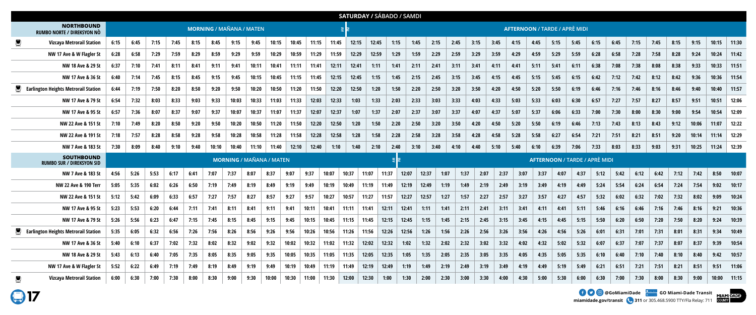# SATURDAY / SÁBADO / SAMDI

## NORTHBOUND / RUMBO NORTE / DIREKSYON NÒ

| NORTHBOUND RUMBO NORTE / DIREKSYON NÒ | MORNING / MAÑANA / MATEN | | | | | | | | | | | | AFTERNOON / TARDE / APRÈ MIDI | | | | | | | | | | | | | | | | | | | | | | | |
|---|---|---|---|---|---|---|---|---|---|---|---|---|---|---|---|---|---|---|---|---|---|---|---|---|---|---|---|---|---|---|---|---|---|---|---|---|
| Vizcaya Metrorail Station | 6:15 | 6:45 | 7:15 | 7:45 | 8:15 | 8:45 | 9:15 | 9:45 | 10:15 | 10:45 | 11:15 | 11:45 | 12:15 | 12:45 | 1:15 | 1:45 | 2:15 | 2:45 | 3:15 | 3:45 | 4:15 | 4:45 | 5:15 | 5:45 | 6:15 | 6:45 | 7:15 | 7:45 | 8:15 | 9:15 | 10:15 | 11:30 |
| NW 17 Ave & W Flagler St | 6:28 | 6:58 | 7:29 | 7:59 | 8:29 | 8:59 | 9:29 | 9:59 | 10:29 | 10:59 | 11:29 | 11:59 | 12:29 | 12:59 | 1:29 | 1:59 | 2:29 | 2:59 | 3:29 | 3:59 | 4:29 | 4:59 | 5:29 | 5:59 | 6:28 | 6:58 | 7:28 | 7:58 | 8:28 | 9:24 | 10:24 | 11:42 |
| NW 18 Ave & 29 St | 6:37 | 7:10 | 7:41 | 8:11 | 8:41 | 9:11 | 9:41 | 10:11 | 10:41 | 11:11 | 11:41 | 12:11 | 12:41 | 1:11 | 1:41 | 2:11 | 2:41 | 3:11 | 3:41 | 4:11 | 4:41 | 5:11 | 5:41 | 6:11 | 6:38 | 7:08 | 7:38 | 8:08 | 8:38 | 9:33 | 10:33 | 11:51 |
| NW 17 Ave & 36 St | 6:40 | 7:14 | 7:45 | 8:15 | 8:45 | 9:15 | 9:45 | 10:15 | 10:45 | 11:15 | 11:45 | 12:15 | 12:45 | 1:15 | 1:45 | 2:15 | 2:45 | 3:15 | 3:45 | 4:15 | 4:45 | 5:15 | 5:45 | 6:15 | 6:42 | 7:12 | 7:42 | 8:12 | 8:42 | 9:36 | 10:36 | 11:54 |
| Earlington Heights Metrorail Station | 6:44 | 7:19 | 7:50 | 8:20 | 8:50 | 9:20 | 9:50 | 10:20 | 10:50 | 11:20 | 11:50 | 12:20 | 12:50 | 1:20 | 1:50 | 2:20 | 2:50 | 3:20 | 3:50 | 4:20 | 4:50 | 5:20 | 5:50 | 6:19 | 6:46 | 7:16 | 7:46 | 8:16 | 8:46 | 9:40 | 10:40 | 11:57 |
| NW 17 Ave & 79 St | 6:54 | 7:32 | 8:03 | 8:33 | 9:03 | 9:33 | 10:03 | 10:33 | 11:03 | 11:33 | 12:03 | 12:33 | 1:03 | 1:33 | 2:03 | 2:33 | 3:03 | 3:33 | 4:03 | 4:33 | 5:03 | 5:33 | 6:03 | 6:30 | 6:57 | 7:27 | 7:57 | 8:27 | 8:57 | 9:51 | 10:51 | 12:06 |
| NW 17 Ave & 95 St | 6:57 | 7:36 | 8:07 | 8:37 | 9:07 | 9:37 | 10:07 | 10:37 | 11:07 | 11:37 | 12:07 | 12:37 | 1:07 | 1:37 | 2:07 | 2:37 | 3:07 | 3:37 | 4:07 | 4:37 | 5:07 | 5:37 | 6:06 | 6:33 | 7:00 | 7:30 | 8:00 | 8:30 | 9:00 | 9:54 | 10:54 | 12:09 |
| NW 22 Ave & 151 St | 7:10 | 7:49 | 8:20 | 8:50 | 9:20 | 9:50 | 10:20 | 10:50 | 11:20 | 11:50 | 12:20 | 12:50 | 1:20 | 1:50 | 2:20 | 2:50 | 3:20 | 3:50 | 4:20 | 4:50 | 5:20 | 5:50 | 6:19 | 6:46 | 7:13 | 7:43 | 8:13 | 8:43 | 9:12 | 10:06 | 11:07 | 12:22 |
| NW 22 Ave & 191 St | 7:18 | 7:57 | 8:28 | 8:58 | 9:28 | 9:58 | 10:28 | 10:58 | 11:28 | 11:58 | 12:28 | 12:58 | 1:28 | 1:58 | 2:28 | 2:58 | 3:28 | 3:58 | 4:28 | 4:58 | 5:28 | 5:58 | 6:27 | 6:54 | 7:21 | 7:51 | 8:21 | 8:51 | 9:20 | 10:14 | 11:14 | 12:29 |
| NW 7 Ave & 183 St | 7:30 | 8:09 | 8:40 | 9:10 | 9:40 | 10:10 | 10:40 | 11:10 | 11:40 | 12:10 | 12:40 | 1:10 | 1:40 | 2:10 | 2:40 | 3:10 | 3:40 | 4:10 | 4:40 | 5:10 | 5:40 | 6:10 | 6:39 | 7:06 | 7:33 | 8:03 | 8:33 | 9:03 | 9:31 | 10:25 | 11:24 | 12:39 |

## SOUTHBOUND / RUMBO SUR / DIREKSYON SID

| SOUTHBOUND RUMBO SUR / DIREKSYON SID | MORNING / MAÑANA / MATEN | | | | | | | | | | | | | | | | AFTERNOON / TARDE / APRÈ MIDI | | | | | | | | | | | | | | | | | |
|---|---|---|---|---|---|---|---|---|---|---|---|---|---|---|---|---|---|---|---|---|---|---|---|---|---|---|---|---|---|---|---|---|---|---|
| NW 7 Ave & 183 St | 4:56 | 5:26 | 5:53 | 6:17 | 6:41 | 7:07 | 7:37 | 8:07 | 8:37 | 9:07 | 9:37 | 10:07 | 10:37 | 11:07 | 11:37 | 12:07 | 12:37 | 1:07 | 1:37 | 2:07 | 2:37 | 3:07 | 3:37 | 4:07 | 4:37 | 5:12 | 5:42 | 6:12 | 6:42 | 7:12 | 7:42 | 8:50 | 10:07 |
| NW 22 Ave & 190 Terr | 5:05 | 5:35 | 6:02 | 6:26 | 6:50 | 7:19 | 7:49 | 8:19 | 8:49 | 9:19 | 9:49 | 10:19 | 10:49 | 11:19 | 11:49 | 12:19 | 12:49 | 1:19 | 1:49 | 2:19 | 2:49 | 3:19 | 3:49 | 4:19 | 4:49 | 5:24 | 5:54 | 6:24 | 6:54 | 7:24 | 7:54 | 9:02 | 10:17 |
| NW 22 Ave & 151 St | 5:12 | 5:42 | 6:09 | 6:33 | 6:57 | 7:27 | 7:57 | 8:27 | 8:57 | 9:27 | 9:57 | 10:27 | 10:57 | 11:27 | 11:57 | 12:27 | 12:57 | 1:27 | 1:57 | 2:27 | 2:57 | 3:27 | 3:57 | 4:27 | 4:57 | 5:32 | 6:02 | 6:32 | 7:02 | 7:32 | 8:02 | 9:09 | 10:24 |
| NW 17 Ave & 95 St | 5:23 | 5:53 | 6:20 | 6:44 | 7:11 | 7:41 | 8:11 | 8:41 | 9:11 | 9:41 | 10:11 | 10:41 | 11:11 | 11:41 | 12:11 | 12:41 | 1:11 | 1:41 | 2:11 | 2:41 | 3:11 | 3:41 | 4:11 | 4:41 | 5:11 | 5:46 | 6:16 | 6:46 | 7:16 | 7:46 | 8:16 | 9:21 | 10:36 |
| NW 17 Ave & 79 St | 5:26 | 5:56 | 6:23 | 6:47 | 7:15 | 7:45 | 8:15 | 8:45 | 9:15 | 9:45 | 10:15 | 10:45 | 11:15 | 11:45 | 12:15 | 12:45 | 1:15 | 1:45 | 2:15 | 2:45 | 3:15 | 3:45 | 4:15 | 4:45 | 5:15 | 5:50 | 6:20 | 6:50 | 7:20 | 7:50 | 8:20 | 9:24 | 10:39 |
| Earlington Heights Metrorail Station | 5:35 | 6:05 | 6:32 | 6:56 | 7:26 | 7:56 | 8:26 | 8:56 | 9:26 | 9:56 | 10:26 | 10:56 | 11:26 | 11:56 | 12:26 | 12:56 | 1:26 | 1:56 | 2:26 | 2:56 | 3:26 | 3:56 | 4:26 | 4:56 | 5:26 | 6:01 | 6:31 | 7:01 | 7:31 | 8:01 | 8:31 | 9:34 | 10:49 |
| NW 17 Ave & 36 St | 5:40 | 6:10 | 6:37 | 7:02 | 7:32 | 8:02 | 8:32 | 9:02 | 9:32 | 10:02 | 10:32 | 11:02 | 11:32 | 12:02 | 12:32 | 1:02 | 1:32 | 2:02 | 2:32 | 3:02 | 3:32 | 4:02 | 4:32 | 5:02 | 5:32 | 6:07 | 6:37 | 7:07 | 7:37 | 8:07 | 8:37 | 9:39 | 10:54 |
| NW 18 Ave & 29 St | 5:43 | 6:13 | 6:40 | 7:05 | 7:35 | 8:05 | 8:35 | 9:05 | 9:35 | 10:05 | 10:35 | 11:05 | 11:35 | 12:05 | 12:35 | 1:05 | 1:35 | 2:05 | 2:35 | 3:05 | 3:35 | 4:05 | 4:35 | 5:05 | 5:35 | 6:10 | 6:40 | 7:10 | 7:40 | 8:10 | 8:40 | 9:42 | 10:57 |
| NW 17 Ave & W Flagler St | 5:52 | 6:22 | 6:49 | 7:19 | 7:49 | 8:19 | 8:49 | 9:19 | 9:49 | 10:19 | 10:49 | 11:19 | 11:49 | 12:19 | 12:49 | 1:19 | 1:49 | 2:19 | 2:49 | 3:19 | 3:49 | 4:19 | 4:49 | 5:19 | 5:49 | 6:21 | 6:51 | 7:21 | 7:51 | 8:21 | 8:51 | 9:51 | 11:06 |
| Vizcaya Metrorail Station | 6:00 | 6:30 | 7:00 | 7:30 | 8:00 | 8:30 | 9:00 | 9:30 | 10:00 | 10:30 | 11:00 | 11:30 | 12:00 | 12:30 | 1:00 | 1:30 | 2:00 | 2:30 | 3:00 | 3:30 | 4:00 | 4:30 | 5:00 | 5:30 | 6:00 | 6:30 | 7:00 | 7:30 | 8:00 | 8:30 | 9:00 | 10:00 | 11:15 |

17

@GoMiamiDade GO Miami-Dade Transit

miamidade.gov/transit 311 or 305.468.5900 TTY/Fla Relay: 711

MIAMI-DADE COUNTY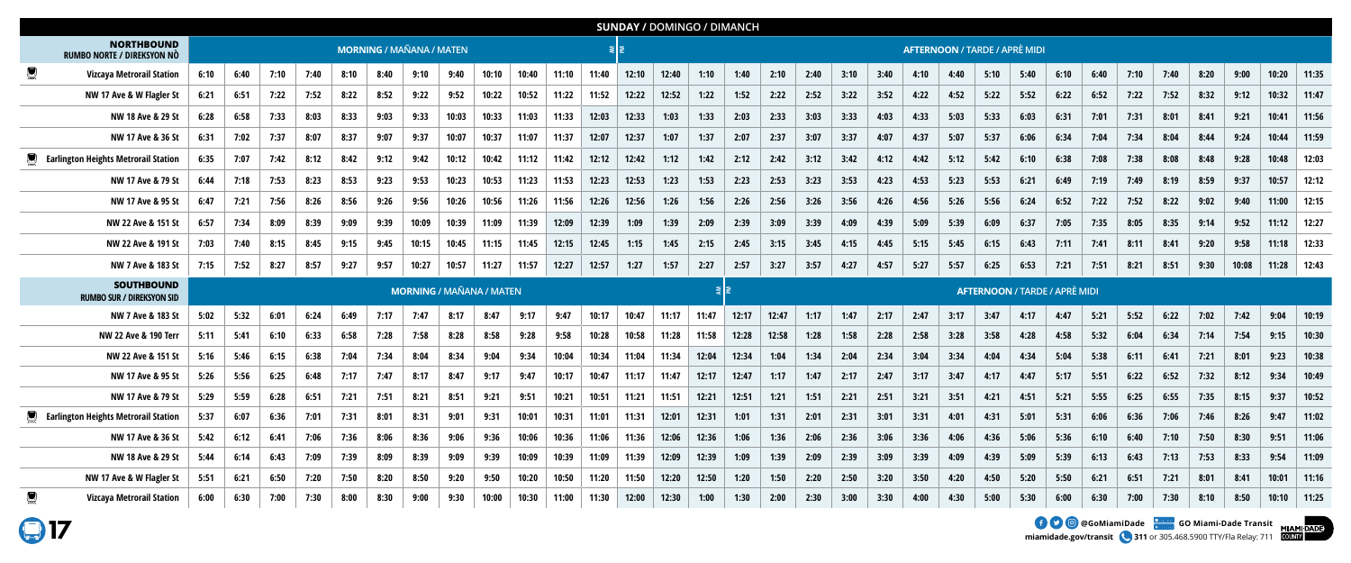## SUNDAY / DOMINGO / DIMANCH

### NORTHBOUND — RUMBO NORTE / DIREKSYON NÒ

MORNING / MAÑANA / MATEN — AFTERNOON / TARDE / APRÈ MIDI

| Stop | | | | | | | | | | | | | | | | | | | | | | | | | | | | | | | | | |
|---|---|---|---|---|---|---|---|---|---|---|---|---|---|---|---|---|---|---|---|---|---|---|---|---|---|---|---|---|---|---|---|---|---|
| Vizcaya Metrorail Station | 6:10 | 6:40 | 7:10 | 7:40 | 8:10 | 8:40 | 9:10 | 9:40 | 10:10 | 10:40 | 11:10 | 11:40 | 12:10 | 12:40 | 1:10 | 1:40 | 2:10 | 2:40 | 3:10 | 3:40 | 4:10 | 4:40 | 5:10 | 5:40 | 6:10 | 6:40 | 7:10 | 7:40 | 8:20 | 9:00 | 10:20 | 11:35 |
| NW 17 Ave & W Flagler St | 6:21 | 6:51 | 7:22 | 7:52 | 8:22 | 8:52 | 9:22 | 9:52 | 10:22 | 10:52 | 11:22 | 11:52 | 12:22 | 12:52 | 1:22 | 1:52 | 2:22 | 2:52 | 3:22 | 3:52 | 4:22 | 4:52 | 5:22 | 5:52 | 6:22 | 6:52 | 7:22 | 7:52 | 8:32 | 9:12 | 10:32 | 11:47 |
| NW 18 Ave & 29 St | 6:28 | 6:58 | 7:33 | 8:03 | 8:33 | 9:03 | 9:33 | 10:03 | 10:33 | 11:03 | 11:33 | 12:03 | 12:33 | 1:03 | 1:33 | 2:03 | 2:33 | 3:03 | 3:33 | 4:03 | 4:33 | 5:03 | 5:33 | 6:03 | 6:31 | 7:01 | 7:31 | 8:01 | 8:41 | 9:21 | 10:41 | 11:56 |
| NW 17 Ave & 36 St | 6:31 | 7:02 | 7:37 | 8:07 | 8:37 | 9:07 | 9:37 | 10:07 | 10:37 | 11:07 | 11:37 | 12:07 | 12:37 | 1:07 | 1:37 | 2:07 | 2:37 | 3:07 | 3:37 | 4:07 | 4:37 | 5:07 | 5:37 | 6:06 | 6:34 | 7:04 | 7:34 | 8:04 | 8:44 | 9:24 | 10:44 | 11:59 |
| Earlington Heights Metrorail Station | 6:35 | 7:07 | 7:42 | 8:12 | 8:42 | 9:12 | 9:42 | 10:12 | 10:42 | 11:12 | 11:42 | 12:12 | 12:42 | 1:12 | 1:42 | 2:12 | 2:42 | 3:12 | 3:42 | 4:12 | 4:42 | 5:12 | 5:42 | 6:10 | 6:38 | 7:08 | 7:38 | 8:08 | 8:48 | 9:28 | 10:48 | 12:03 |
| NW 17 Ave & 79 St | 6:44 | 7:18 | 7:53 | 8:23 | 8:53 | 9:23 | 9:53 | 10:23 | 10:53 | 11:23 | 11:53 | 12:23 | 12:53 | 1:23 | 1:53 | 2:23 | 2:53 | 3:23 | 3:53 | 4:23 | 4:53 | 5:23 | 5:53 | 6:21 | 6:49 | 7:19 | 7:49 | 8:19 | 8:59 | 9:37 | 10:57 | 12:12 |
| NW 17 Ave & 95 St | 6:47 | 7:21 | 7:56 | 8:26 | 8:56 | 9:26 | 9:56 | 10:26 | 10:56 | 11:26 | 11:56 | 12:26 | 12:56 | 1:26 | 1:56 | 2:26 | 2:56 | 3:26 | 3:56 | 4:26 | 4:56 | 5:26 | 5:56 | 6:24 | 6:52 | 7:22 | 7:52 | 8:22 | 9:02 | 9:40 | 11:00 | 12:15 |
| NW 22 Ave & 151 St | 6:57 | 7:34 | 8:09 | 8:39 | 9:09 | 9:39 | 10:09 | 10:39 | 11:09 | 11:39 | 12:09 | 12:39 | 1:09 | 1:39 | 2:09 | 2:39 | 3:09 | 3:39 | 4:09 | 4:39 | 5:09 | 5:39 | 6:09 | 6:37 | 7:05 | 7:35 | 8:05 | 8:35 | 9:14 | 9:52 | 11:12 | 12:27 |
| NW 22 Ave & 191 St | 7:03 | 7:40 | 8:15 | 8:45 | 9:15 | 9:45 | 10:15 | 10:45 | 11:15 | 11:45 | 12:15 | 12:45 | 1:15 | 1:45 | 2:15 | 2:45 | 3:15 | 3:45 | 4:15 | 4:45 | 5:15 | 5:45 | 6:15 | 6:43 | 7:11 | 7:41 | 8:11 | 8:41 | 9:20 | 9:58 | 11:18 | 12:33 |
| NW 7 Ave & 183 St | 7:15 | 7:52 | 8:27 | 8:57 | 9:27 | 9:57 | 10:27 | 10:57 | 11:27 | 11:57 | 12:27 | 12:57 | 1:27 | 1:57 | 2:27 | 2:57 | 3:27 | 3:57 | 4:27 | 4:57 | 5:27 | 5:57 | 6:25 | 6:53 | 7:21 | 7:51 | 8:21 | 8:51 | 9:30 | 10:08 | 11:28 | 12:43 |

### SOUTHBOUND — RUMBO SUR / DIREKSYON SID

MORNING / MAÑANA / MATEN — AFTERNOON / TARDE / APRÈ MIDI

| Stop | | | | | | | | | | | | | | | | | | | | | | | | | | | | | | | | | |
|---|---|---|---|---|---|---|---|---|---|---|---|---|---|---|---|---|---|---|---|---|---|---|---|---|---|---|---|---|---|---|---|---|---|
| NW 7 Ave & 183 St | 5:02 | 5:32 | 6:01 | 6:24 | 6:49 | 7:17 | 7:47 | 8:17 | 8:47 | 9:17 | 9:47 | 10:17 | 10:47 | 11:17 | 11:47 | 12:17 | 12:47 | 1:17 | 1:47 | 2:17 | 2:47 | 3:17 | 3:47 | 4:17 | 4:47 | 5:21 | 5:52 | 6:22 | 7:02 | 7:42 | 9:04 | 10:19 |
| NW 22 Ave & 190 Terr | 5:11 | 5:41 | 6:10 | 6:33 | 6:58 | 7:28 | 7:58 | 8:28 | 8:58 | 9:28 | 9:58 | 10:28 | 10:58 | 11:28 | 11:58 | 12:28 | 12:58 | 1:28 | 1:58 | 2:28 | 2:58 | 3:28 | 3:58 | 4:28 | 4:58 | 5:32 | 6:04 | 6:34 | 7:14 | 7:54 | 9:15 | 10:30 |
| NW 22 Ave & 151 St | 5:16 | 5:46 | 6:15 | 6:38 | 7:04 | 7:34 | 8:04 | 8:34 | 9:04 | 9:34 | 10:04 | 10:34 | 11:04 | 11:34 | 12:04 | 12:34 | 1:04 | 1:34 | 2:04 | 2:34 | 3:04 | 3:34 | 4:04 | 4:34 | 5:04 | 5:38 | 6:11 | 6:41 | 7:21 | 8:01 | 9:23 | 10:38 |
| NW 17 Ave & 95 St | 5:26 | 5:56 | 6:25 | 6:48 | 7:17 | 7:47 | 8:17 | 8:47 | 9:17 | 9:47 | 10:17 | 10:47 | 11:17 | 11:47 | 12:17 | 12:47 | 1:17 | 1:47 | 2:17 | 2:47 | 3:17 | 3:47 | 4:17 | 4:47 | 5:17 | 5:51 | 6:22 | 6:52 | 7:32 | 8:12 | 9:34 | 10:49 |
| NW 17 Ave & 79 St | 5:29 | 5:59 | 6:28 | 6:51 | 7:21 | 7:51 | 8:21 | 8:51 | 9:21 | 9:51 | 10:21 | 10:51 | 11:21 | 11:51 | 12:21 | 12:51 | 1:21 | 1:51 | 2:21 | 2:51 | 3:21 | 3:51 | 4:21 | 4:51 | 5:21 | 5:55 | 6:25 | 6:55 | 7:35 | 8:15 | 9:37 | 10:52 |
| Earlington Heights Metrorail Station | 5:37 | 6:07 | 6:36 | 7:01 | 7:31 | 8:01 | 8:31 | 9:01 | 9:31 | 10:01 | 10:31 | 11:01 | 11:31 | 12:01 | 12:31 | 1:01 | 1:31 | 2:01 | 2:31 | 3:01 | 3:31 | 4:01 | 4:31 | 5:01 | 5:31 | 6:06 | 6:36 | 7:06 | 7:46 | 8:26 | 9:47 | 11:02 |
| NW 17 Ave & 36 St | 5:42 | 6:12 | 6:41 | 7:06 | 7:36 | 8:06 | 8:36 | 9:06 | 9:36 | 10:06 | 10:36 | 11:06 | 11:36 | 12:06 | 12:36 | 1:06 | 1:36 | 2:06 | 2:36 | 3:06 | 3:36 | 4:06 | 4:36 | 5:06 | 5:36 | 6:10 | 6:40 | 7:10 | 7:50 | 8:30 | 9:51 | 11:06 |
| NW 18 Ave & 29 St | 5:44 | 6:14 | 6:43 | 7:09 | 7:39 | 8:09 | 8:39 | 9:09 | 9:39 | 10:09 | 10:39 | 11:09 | 11:39 | 12:09 | 12:39 | 1:09 | 1:39 | 2:09 | 2:39 | 3:09 | 3:39 | 4:09 | 4:39 | 5:09 | 5:39 | 6:13 | 6:43 | 7:13 | 7:53 | 8:33 | 9:54 | 11:09 |
| NW 17 Ave & W Flagler St | 5:51 | 6:21 | 6:50 | 7:20 | 7:50 | 8:20 | 8:50 | 9:20 | 9:50 | 10:20 | 10:50 | 11:20 | 11:50 | 12:20 | 12:50 | 1:20 | 1:50 | 2:20 | 2:50 | 3:20 | 3:50 | 4:20 | 4:50 | 5:20 | 5:50 | 6:21 | 6:51 | 7:21 | 8:01 | 8:41 | 10:01 | 11:16 |
| Vizcaya Metrorail Station | 6:00 | 6:30 | 7:00 | 7:30 | 8:00 | 8:30 | 9:00 | 9:30 | 10:00 | 10:30 | 11:00 | 11:30 | 12:00 | 12:30 | 1:00 | 1:30 | 2:00 | 2:30 | 3:00 | 3:30 | 4:00 | 4:30 | 5:00 | 5:30 | 6:00 | 6:30 | 7:00 | 7:30 | 8:10 | 8:50 | 10:10 | 11:25 |

17

@GoMiamiDade GO Miami-Dade Transit

miamidade.gov/transit 311 or 305.468.5900 TTY/Fla Relay: 711

MIAMI-DADE COUNTY